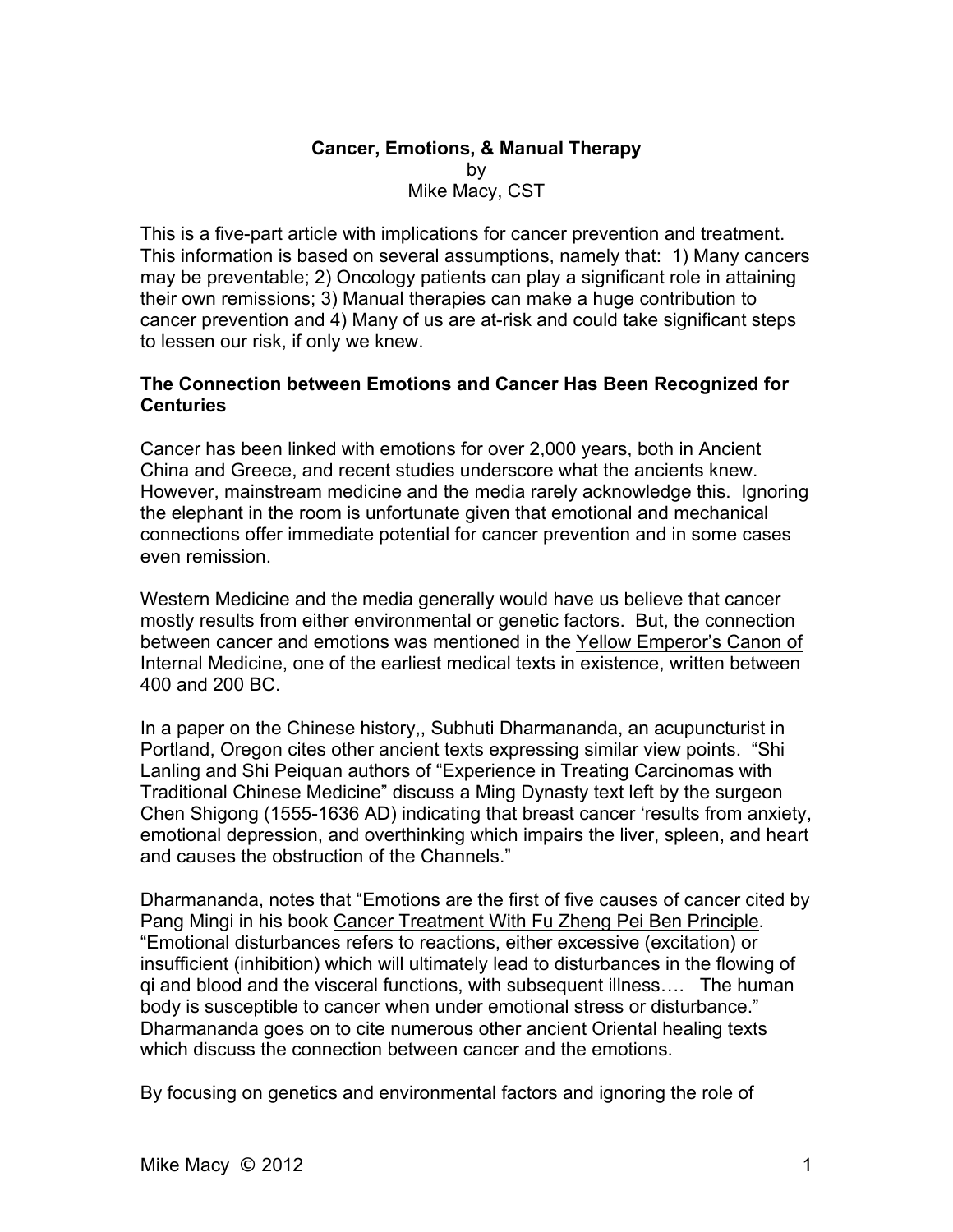# Cancer, Emotions, & Manual Therapy

by

Mike Macy, CST

This is a five-part article with implications for cancer prevention and treatment. This information is based on several assumptions, namely that: 1) Many cancers may be preventable; 2) Oncology patients can play a significant role in attaining their own remissions; 3) Manual therapies can make a huge contribution to cancer prevention and 4) Many of us are at-risk and could take significant steps to lessen our risk, if only we knew.

## The Connection between Emotions and Cancer Has Been Recognized for Centuries

Cancer has been linked with emotions for over 2,000 years, both in Ancient China and Greece, and recent studies underscore what the ancients knew. However, mainstream medicine and the media rarely acknowledge this. Ignoring the elephant in the room is unfortunate given that emotional and mechanical connections offer immediate potential for cancer prevention and in some cases even remission.

Western Medicine and the media generally would have us believe that cancer mostly results from either environmental or genetic factors. But, the connection between cancer and emotions was mentioned in the Yellow Emperor's Canon of Internal Medicine, one of the earliest medical texts in existence, written between 400 and 200 BC.

In a paper on the Chinese history,, Subhuti Dharmananda, an acupuncturist in Portland, Oregon cites other ancient texts expressing similar view points. "Shi Lanling and Shi Peiquan authors of "Experience in Treating Carcinomas with Traditional Chinese Medicine" discuss a Ming Dynasty text left by the surgeon Chen Shigong (1555-1636 AD) indicating that breast cancer 'results from anxiety, emotional depression, and overthinking which impairs the liver, spleen, and heart and causes the obstruction of the Channels."

Dharmananda, notes that "Emotions are the first of five causes of cancer cited by Pang Mingi in his book Cancer Treatment With Fu Zheng Pei Ben Principle. "Emotional disturbances refers to reactions, either excessive (excitation) or insufficient (inhibition) which will ultimately lead to disturbances in the flowing of qi and blood and the visceral functions, with subsequent illness…. The human body is susceptible to cancer when under emotional stress or disturbance." Dharmananda goes on to cite numerous other ancient Oriental healing texts which discuss the connection between cancer and the emotions.

By focusing on genetics and environmental factors and ignoring the role of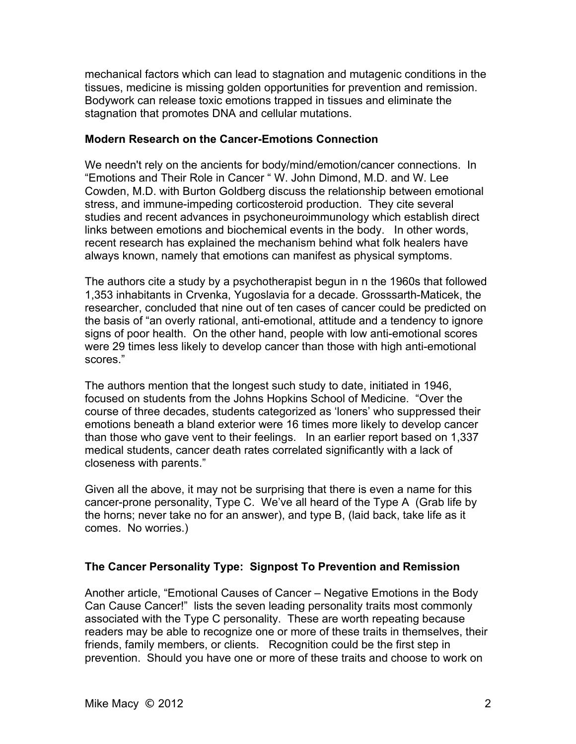mechanical factors which can lead to stagnation and mutagenic conditions in the tissues, medicine is missing golden opportunities for prevention and remission. Bodywork can release toxic emotions trapped in tissues and eliminate the stagnation that promotes DNA and cellular mutations.

**Modern Research on the Cancer-Emotions Connection**

We needn't rely on the ancients for body/mind/emotion/cancer connections. In "Emotions and Their Role in Cancer " W. John Dimond, M.D. and W. Lee Cowden, M.D. with Burton Goldberg discuss the relationship between emotional stress, and immune-impeding corticosteroid production. They cite several studies and recent advances in psychoneuroimmunology which establish direct links between emotions and biochemical events in the body. In other words, recent research has explained the mechanism behind what folk healers have always known, namely that emotions can manifest as physical symptoms.

The authors cite a study by a psychotherapist begun in n the 1960s that followed 1,353 inhabitants in Crvenka, Yugoslavia for a decade. Grosssarth-Maticek, the researcher, concluded that nine out of ten cases of cancer could be predicted on the basis of "an overly rational, anti-emotional, attitude and a tendency to ignore signs of poor health. On the other hand, people with low anti-emotional scores were 29 times less likely to develop cancer than those with high anti-emotional scores."

The authors mention that the longest such study to date, initiated in 1946, focused on students from the Johns Hopkins School of Medicine. "Over the course of three decades, students categorized as 'loners' who suppressed their emotions beneath a bland exterior were 16 times more likely to develop cancer than those who gave vent to their feelings. In an earlier report based on 1,337 medical students, cancer death rates correlated significantly with a lack of closeness with parents."

Given all the above, it may not be surprising that there is even a name for this cancer-prone personality, Type C. We've all heard of the Type A (Grab life by the horns; never take no for an answer), and type B, (laid back, take life as it comes. No worries.)

**The Cancer Personality Type: Signpost To Prevention and Remission**

Another article, "Emotional Causes of Cancer – Negative Emotions in the Body Can Cause Cancer!" lists the seven leading personality traits most commonly associated with the Type C personality. These are worth repeating because readers may be able to recognize one or more of these traits in themselves, their friends, family members, or clients. Recognition could be the first step in prevention. Should you have one or more of these traits and choose to work on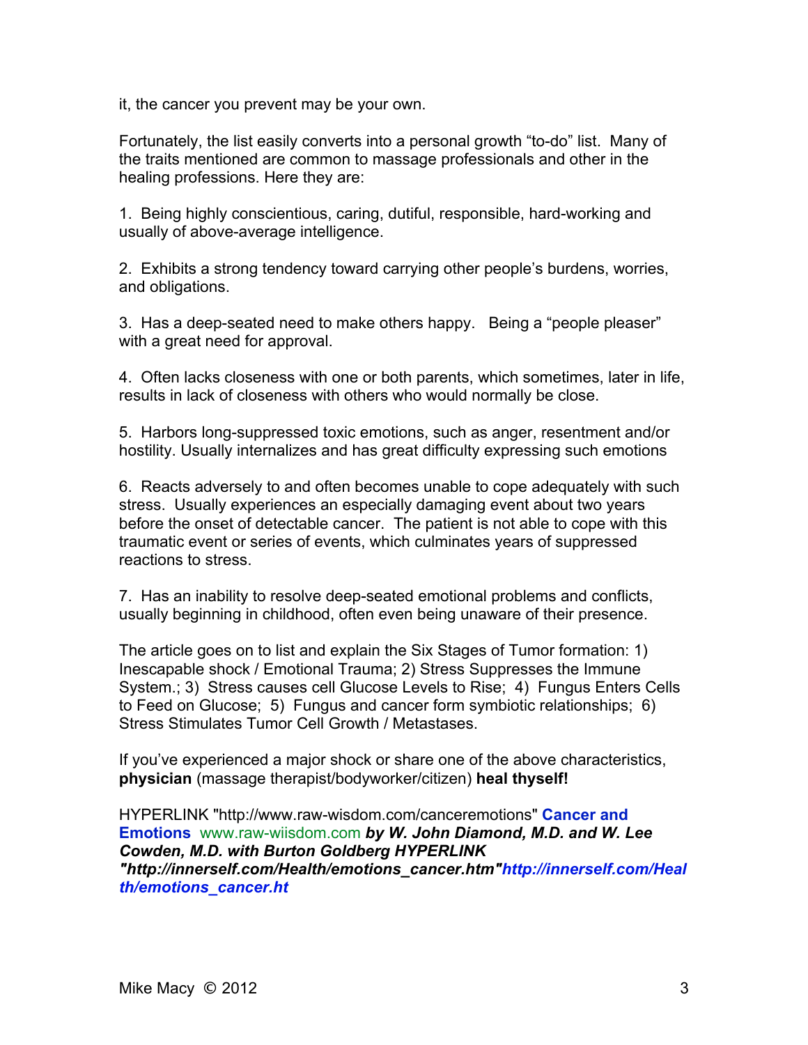it, the cancer you prevent may be your own.

Fortunately, the list easily converts into a personal growth "to-do" list. Many of the traits mentioned are common to massage professionals and other in the healing professions. Here they are:

1. Being highly conscientious, caring, dutiful, responsible, hard-working and usually of above-average intelligence.

2. Exhibits a strong tendency toward carrying other people's burdens, worries, and obligations.

3. Has a deep-seated need to make others happy. Being a "people pleaser" with a great need for approval.

4. Often lacks closeness with one or both parents, which sometimes, later in life, results in lack of closeness with others who would normally be close.

5. Harbors long-suppressed toxic emotions, such as anger, resentment and/or hostility. Usually internalizes and has great difficulty expressing such emotions

6. Reacts adversely to and often becomes unable to cope adequately with such stress. Usually experiences an especially damaging event about two years before the onset of detectable cancer. The patient is not able to cope with this traumatic event or series of events, which culminates years of suppressed reactions to stress.

7. Has an inability to resolve deep-seated emotional problems and conflicts, usually beginning in childhood, often even being unaware of their presence.

The article goes on to list and explain the Six Stages of Tumor formation: 1) Inescapable shock / Emotional Trauma; 2) Stress Suppresses the Immune System.; 3) Stress causes cell Glucose Levels to Rise; 4) Fungus Enters Cells to Feed on Glucose; 5) Fungus and cancer form symbiotic relationships; 6) Stress Stimulates Tumor Cell Growth / Metastases.

If you've experienced a major shock or share one of the above characteristics, **physician** (massage therapist/bodyworker/citizen) **heal thyself!**

HYPERLINK "http://www.raw-wisdom.com/canceremotions" **Cancer and Emotions** www.raw-wiisdom.com ***by W. John Diamond, M.D. and W. Lee Cowden, M.D. with Burton Goldberg HYPERLINK "http://innerself.com/Health/emotions_cancer.htm"http://innerself.com/Health/emotions_cancer.ht***

Mike Macy © 2012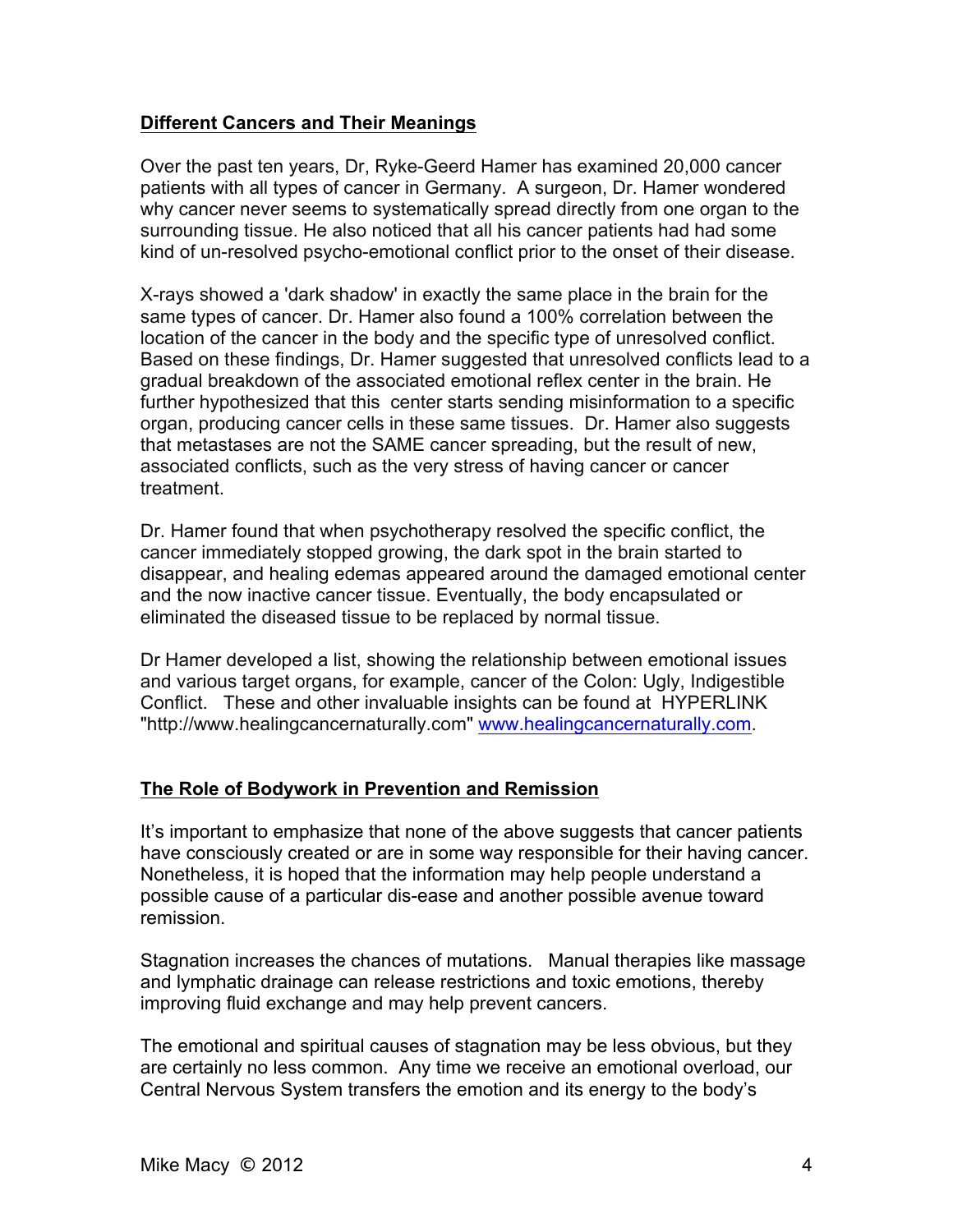## Different Cancers and Their Meanings

Over the past ten years, Dr, Ryke-Geerd Hamer has examined 20,000 cancer patients with all types of cancer in Germany. A surgeon, Dr. Hamer wondered why cancer never seems to systematically spread directly from one organ to the surrounding tissue. He also noticed that all his cancer patients had had some kind of un-resolved psycho-emotional conflict prior to the onset of their disease.

X-rays showed a 'dark shadow' in exactly the same place in the brain for the same types of cancer. Dr. Hamer also found a 100% correlation between the location of the cancer in the body and the specific type of unresolved conflict. Based on these findings, Dr. Hamer suggested that unresolved conflicts lead to a gradual breakdown of the associated emotional reflex center in the brain. He further hypothesized that this center starts sending misinformation to a specific organ, producing cancer cells in these same tissues. Dr. Hamer also suggests that metastases are not the SAME cancer spreading, but the result of new, associated conflicts, such as the very stress of having cancer or cancer treatment.

Dr. Hamer found that when psychotherapy resolved the specific conflict, the cancer immediately stopped growing, the dark spot in the brain started to disappear, and healing edemas appeared around the damaged emotional center and the now inactive cancer tissue. Eventually, the body encapsulated or eliminated the diseased tissue to be replaced by normal tissue.

Dr Hamer developed a list, showing the relationship between emotional issues and various target organs, for example, cancer of the Colon: Ugly, Indigestible Conflict. These and other invaluable insights can be found at HYPERLINK "http://www.healingcancernaturally.com" [www.healingcancernaturally.com](http://www.healingcancernaturally.com).

## The Role of Bodywork in Prevention and Remission

It's important to emphasize that none of the above suggests that cancer patients have consciously created or are in some way responsible for their having cancer. Nonetheless, it is hoped that the information may help people understand a possible cause of a particular dis-ease and another possible avenue toward remission.

Stagnation increases the chances of mutations. Manual therapies like massage and lymphatic drainage can release restrictions and toxic emotions, thereby improving fluid exchange and may help prevent cancers.

The emotional and spiritual causes of stagnation may be less obvious, but they are certainly no less common. Any time we receive an emotional overload, our Central Nervous System transfers the emotion and its energy to the body's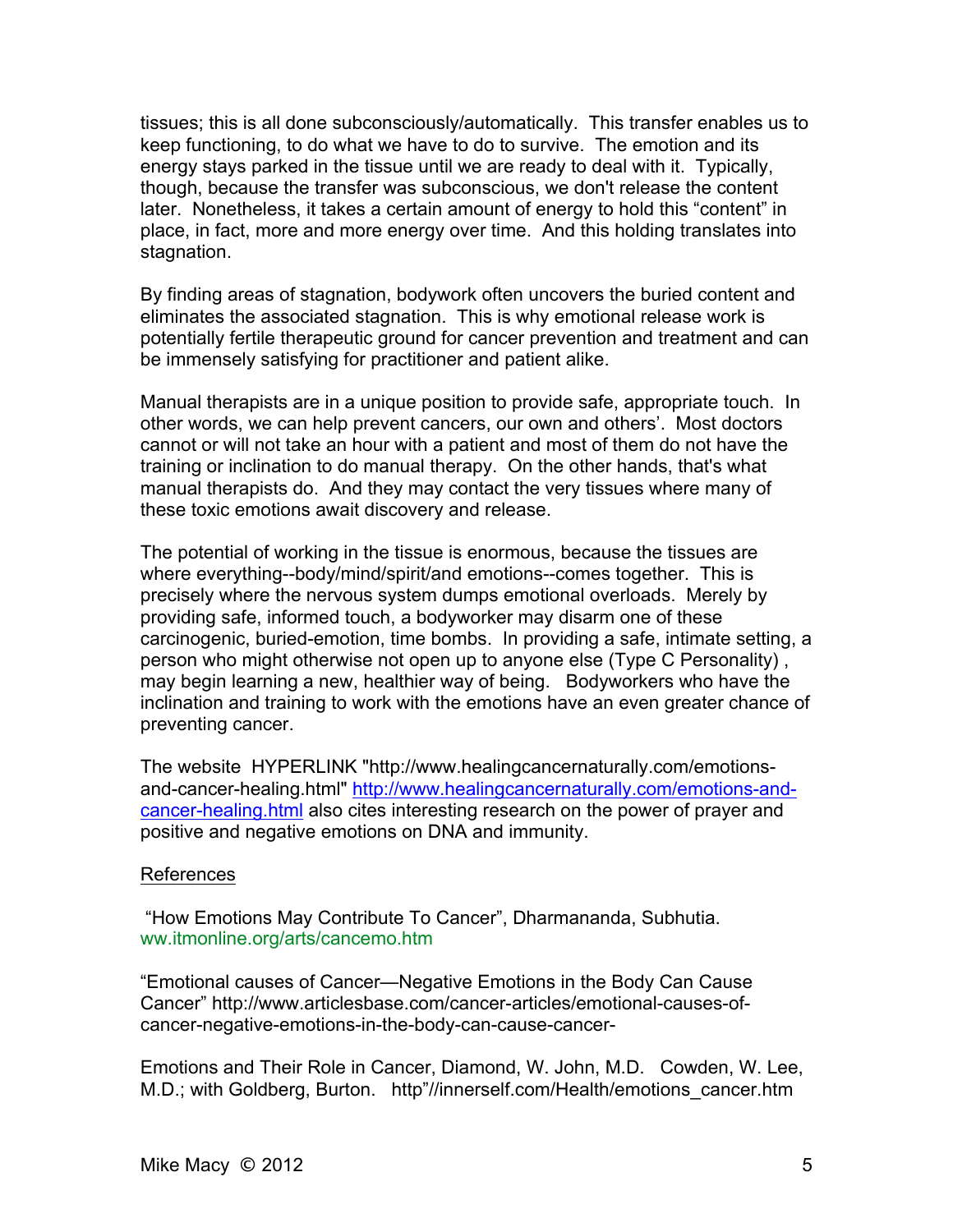tissues; this is all done subconsciously/automatically. This transfer enables us to keep functioning, to do what we have to do to survive. The emotion and its energy stays parked in the tissue until we are ready to deal with it. Typically, though, because the transfer was subconscious, we don't release the content later. Nonetheless, it takes a certain amount of energy to hold this "content" in place, in fact, more and more energy over time. And this holding translates into stagnation.

By finding areas of stagnation, bodywork often uncovers the buried content and eliminates the associated stagnation. This is why emotional release work is potentially fertile therapeutic ground for cancer prevention and treatment and can be immensely satisfying for practitioner and patient alike.

Manual therapists are in a unique position to provide safe, appropriate touch. In other words, we can help prevent cancers, our own and others'. Most doctors cannot or will not take an hour with a patient and most of them do not have the training or inclination to do manual therapy. On the other hands, that's what manual therapists do. And they may contact the very tissues where many of these toxic emotions await discovery and release.

The potential of working in the tissue is enormous, because the tissues are where everything--body/mind/spirit/and emotions--comes together. This is precisely where the nervous system dumps emotional overloads. Merely by providing safe, informed touch, a bodyworker may disarm one of these carcinogenic, buried-emotion, time bombs. In providing a safe, intimate setting, a person who might otherwise not open up to anyone else (Type C Personality) , may begin learning a new, healthier way of being. Bodyworkers who have the inclination and training to work with the emotions have an even greater chance of preventing cancer.

The website HYPERLINK "http://www.healingcancernaturally.com/emotions-and-cancer-healing.html" [http://www.healingcancernaturally.com/emotions-and-cancer-healing.html](http://www.healingcancernaturally.com/emotions-and-cancer-healing.html) also cites interesting research on the power of prayer and positive and negative emotions on DNA and immunity.

## References

"How Emotions May Contribute To Cancer", Dharmananda, Subhutia. ww.itmonline.org/arts/cancemo.htm

"Emotional causes of Cancer—Negative Emotions in the Body Can Cause Cancer" http://www.articlesbase.com/cancer-articles/emotional-causes-of-cancer-negative-emotions-in-the-body-can-cause-cancer-

Emotions and Their Role in Cancer, Diamond, W. John, M.D. Cowden, W. Lee, M.D.; with Goldberg, Burton. http"//innerself.com/Health/emotions_cancer.htm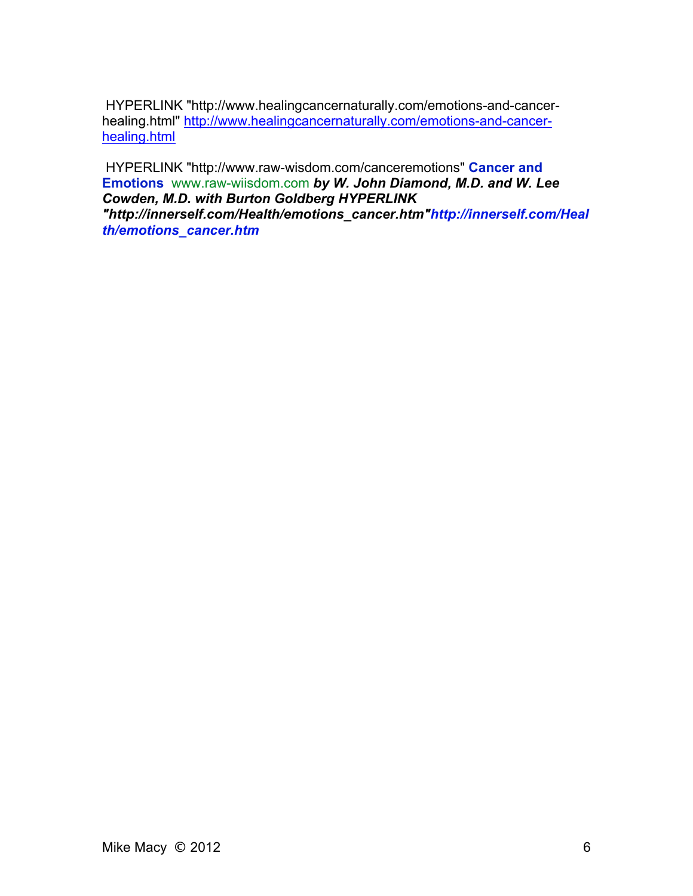HYPERLINK "http://www.healingcancernaturally.com/emotions-and-cancer-healing.html" http://www.healingcancernaturally.com/emotions-and-cancer-healing.html

HYPERLINK "http://www.raw-wisdom.com/canceremotions" **Cancer and Emotions** www.raw-wiisdom.com ***by W. John Diamond, M.D. and W. Lee Cowden, M.D. with Burton Goldberg HYPERLINK "http://innerself.com/Health/emotions_cancer.htm"http://innerself.com/Health/emotions_cancer.htm***